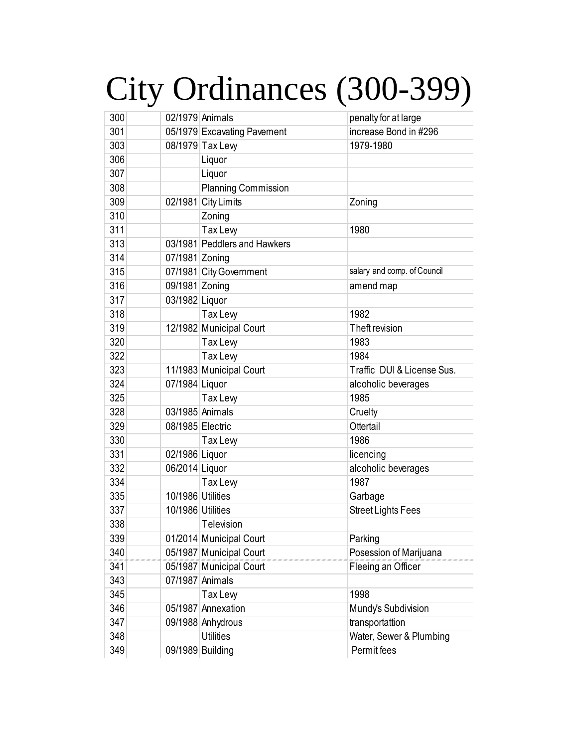# City Ordinances (300-399)

| | | | | |
|---|---|---|---|---|
| 300 | | 02/1979 | Animals | penalty for at large |
| 301 | | 05/1979 | Excavating Pavement | increase Bond in #296 |
| 303 | | 08/1979 | Tax Levy | 1979-1980 |
| 306 | | | Liquor | |
| 307 | | | Liquor | |
| 308 | | | Planning Commission | |
| 309 | | 02/1981 | City Limits | Zoning |
| 310 | | | Zoning | |
| 311 | | | Tax Levy | 1980 |
| 313 | | 03/1981 | Peddlers and Hawkers | |
| 314 | | 07/1981 | Zoning | |
| 315 | | 07/1981 | City Government | salary and comp. of Council |
| 316 | | 09/1981 | Zoning | amend map |
| 317 | | 03/1982 | Liquor | |
| 318 | | | Tax Levy | 1982 |
| 319 | | 12/1982 | Municipal Court | Theft revision |
| 320 | | | Tax Levy | 1983 |
| 322 | | | Tax Levy | 1984 |
| 323 | | 11/1983 | Municipal Court | Traffic DUI & License Sus. |
| 324 | | 07/1984 | Liquor | alcoholic beverages |
| 325 | | | Tax Levy | 1985 |
| 328 | | 03/1985 | Animals | Cruelty |
| 329 | | 08/1985 | Electric | Ottertail |
| 330 | | | Tax Levy | 1986 |
| 331 | | 02/1986 | Liquor | licencing |
| 332 | | 06/2014 | Liquor | alcoholic beverages |
| 334 | | | Tax Levy | 1987 |
| 335 | | 10/1986 | Utilities | Garbage |
| 337 | | 10/1986 | Utilities | Street Lights Fees |
| 338 | | | Television | |
| 339 | | 01/2014 | Municipal Court | Parking |
| 340 | | 05/1987 | Municipal Court | Posession of Marijuana |
| 341 | | 05/1987 | Municipal Court | Fleeing an Officer |
| 343 | | 07/1987 | Animals | |
| 345 | | | Tax Levy | 1998 |
| 346 | | 05/1987 | Annexation | Mundy's Subdivision |
| 347 | | 09/1988 | Anhydrous | transportattion |
| 348 | | | Utilities | Water, Sewer & Plumbing |
| 349 | | 09/1989 | Building | Permit fees |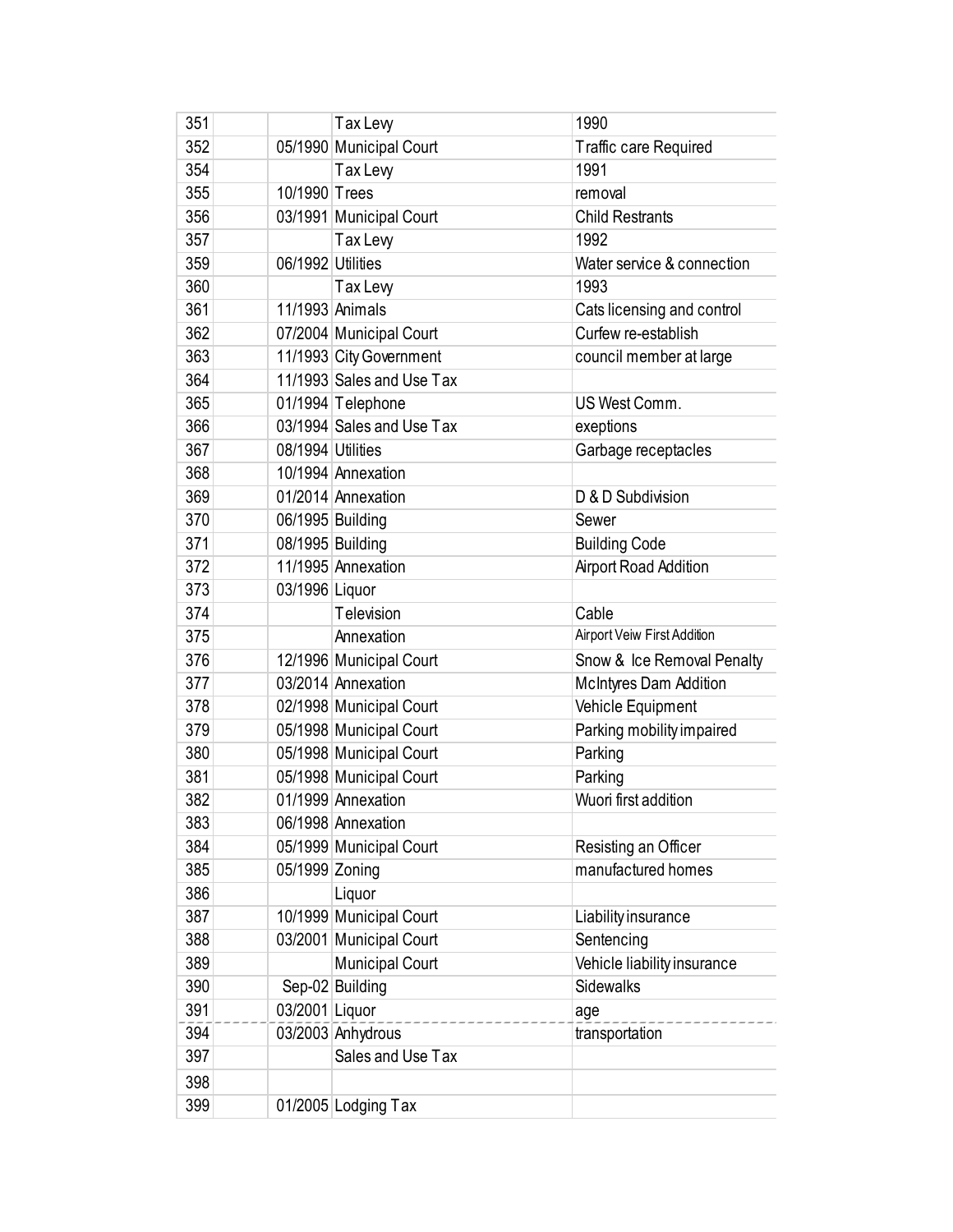| | | | | |
|---|---|---|---|---|
| 351 | | | Tax Levy | 1990 |
| 352 | | 05/1990 | Municipal Court | Traffic care Required |
| 354 | | | Tax Levy | 1991 |
| 355 | | 10/1990 | Trees | removal |
| 356 | | 03/1991 | Municipal Court | Child Restrants |
| 357 | | | Tax Levy | 1992 |
| 359 | | 06/1992 | Utilities | Water service & connection |
| 360 | | | Tax Levy | 1993 |
| 361 | | 11/1993 | Animals | Cats licensing and control |
| 362 | | 07/2004 | Municipal Court | Curfew re-establish |
| 363 | | 11/1993 | City Government | council member at large |
| 364 | | 11/1993 | Sales and Use Tax | |
| 365 | | 01/1994 | Telephone | US West Comm. |
| 366 | | 03/1994 | Sales and Use Tax | exeptions |
| 367 | | 08/1994 | Utilities | Garbage receptacles |
| 368 | | 10/1994 | Annexation | |
| 369 | | 01/2014 | Annexation | D & D Subdivision |
| 370 | | 06/1995 | Building | Sewer |
| 371 | | 08/1995 | Building | Building Code |
| 372 | | 11/1995 | Annexation | Airport Road Addition |
| 373 | | 03/1996 | Liquor | |
| 374 | | | Television | Cable |
| 375 | | | Annexation | Airport Veiw First Addition |
| 376 | | 12/1996 | Municipal Court | Snow & Ice Removal Penalty |
| 377 | | 03/2014 | Annexation | McIntyres Dam Addition |
| 378 | | 02/1998 | Municipal Court | Vehicle Equipment |
| 379 | | 05/1998 | Municipal Court | Parking mobility impaired |
| 380 | | 05/1998 | Municipal Court | Parking |
| 381 | | 05/1998 | Municipal Court | Parking |
| 382 | | 01/1999 | Annexation | Wuori first addition |
| 383 | | 06/1998 | Annexation | |
| 384 | | 05/1999 | Municipal Court | Resisting an Officer |
| 385 | | 05/1999 | Zoning | manufactured homes |
| 386 | | | Liquor | |
| 387 | | 10/1999 | Municipal Court | Liability insurance |
| 388 | | 03/2001 | Municipal Court | Sentencing |
| 389 | | | Municipal Court | Vehicle liability insurance |
| 390 | | Sep-02 | Building | Sidewalks |
| 391 | | 03/2001 | Liquor | age |
| 394 | | 03/2003 | Anhydrous | transportation |
| 397 | | | Sales and Use Tax | |
| 398 | | | | |
| 399 | | 01/2005 | Lodging Tax | |